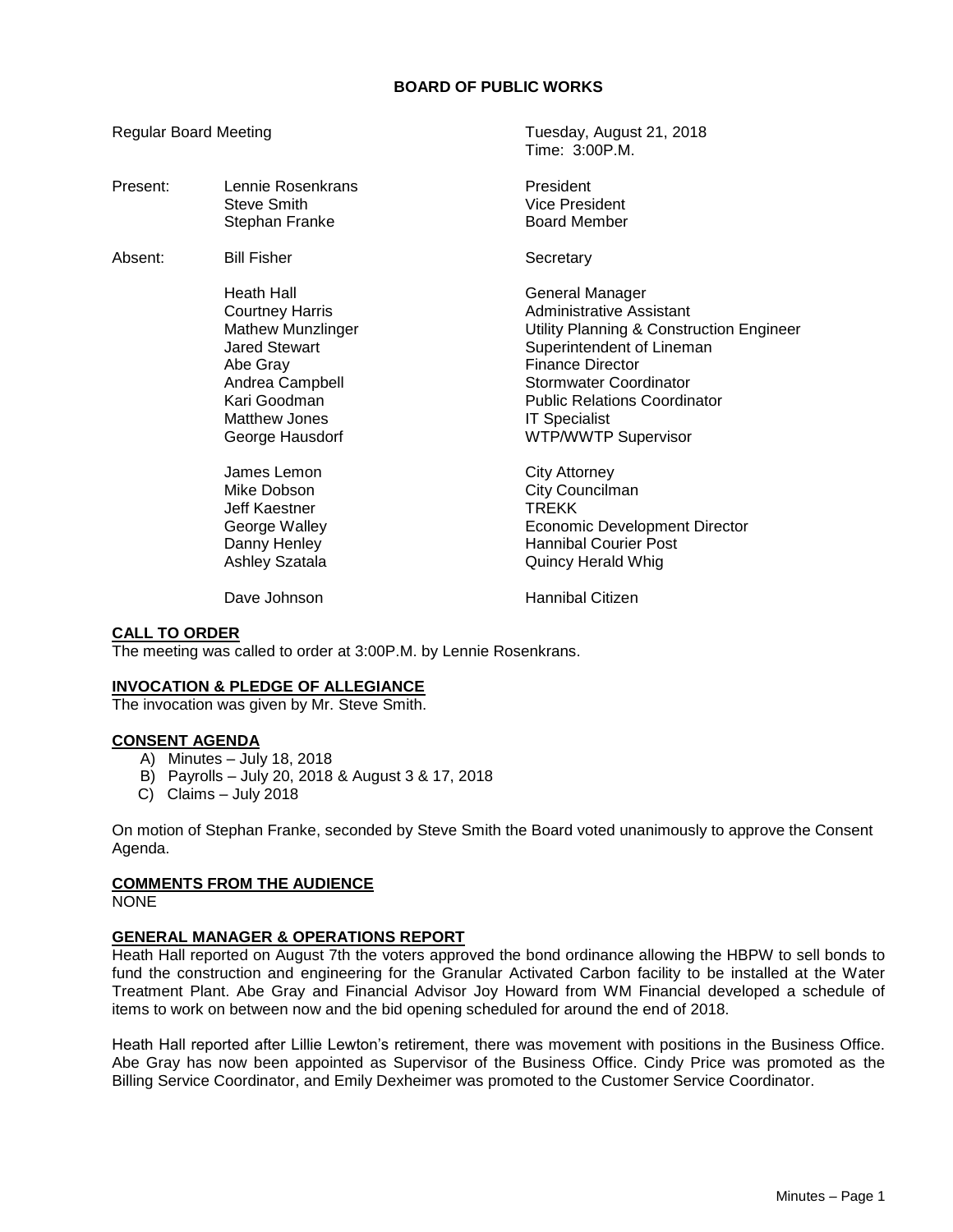# BOARD OF PUBLIC WORKS

Regular Board Meeting — Tuesday, August 21, 2018
Time: 3:00P.M.

| | | |
|---|---|---|
| Present: | Lennie Rosenkrans | President |
| | Steve Smith | Vice President |
| | Stephan Franke | Board Member |
| Absent: | Bill Fisher | Secretary |
| | Heath Hall | General Manager |
| | Courtney Harris | Administrative Assistant |
| | Mathew Munzlinger | Utility Planning & Construction Engineer |
| | Jared Stewart | Superintendent of Lineman |
| | Abe Gray | Finance Director |
| | Andrea Campbell | Stormwater Coordinator |
| | Kari Goodman | Public Relations Coordinator |
| | Matthew Jones | IT Specialist |
| | George Hausdorf | WTP/WWTP Supervisor |
| | James Lemon | City Attorney |
| | Mike Dobson | City Councilman |
| | Jeff Kaestner | TREKK |
| | George Walley | Economic Development Director |
| | Danny Henley | Hannibal Courier Post |
| | Ashley Szatala | Quincy Herald Whig |
| | Dave Johnson | Hannibal Citizen |

## CALL TO ORDER

The meeting was called to order at 3:00P.M. by Lennie Rosenkrans.

## INVOCATION & PLEDGE OF ALLEGIANCE

The invocation was given by Mr. Steve Smith.

## CONSENT AGENDA

A) Minutes – July 18, 2018
B) Payrolls – July 20, 2018 & August 3 & 17, 2018
C) Claims – July 2018

On motion of Stephan Franke, seconded by Steve Smith the Board voted unanimously to approve the Consent Agenda.

## COMMENTS FROM THE AUDIENCE

NONE

## GENERAL MANAGER & OPERATIONS REPORT

Heath Hall reported on August 7th the voters approved the bond ordinance allowing the HBPW to sell bonds to fund the construction and engineering for the Granular Activated Carbon facility to be installed at the Water Treatment Plant. Abe Gray and Financial Advisor Joy Howard from WM Financial developed a schedule of items to work on between now and the bid opening scheduled for around the end of 2018.

Heath Hall reported after Lillie Lewton's retirement, there was movement with positions in the Business Office. Abe Gray has now been appointed as Supervisor of the Business Office. Cindy Price was promoted as the Billing Service Coordinator, and Emily Dexheimer was promoted to the Customer Service Coordinator.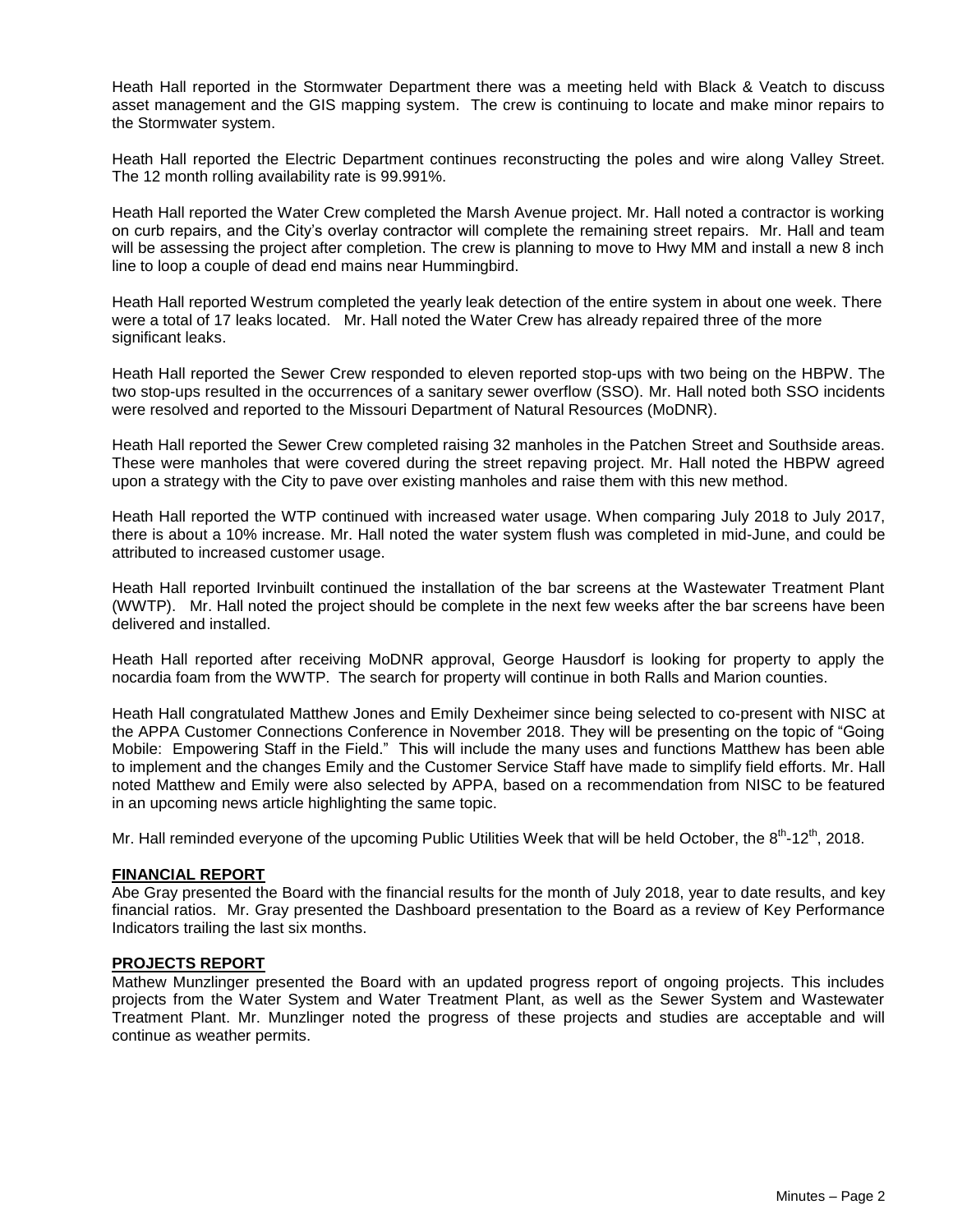Heath Hall reported in the Stormwater Department there was a meeting held with Black & Veatch to discuss asset management and the GIS mapping system. The crew is continuing to locate and make minor repairs to the Stormwater system.

Heath Hall reported the Electric Department continues reconstructing the poles and wire along Valley Street. The 12 month rolling availability rate is 99.991%.

Heath Hall reported the Water Crew completed the Marsh Avenue project. Mr. Hall noted a contractor is working on curb repairs, and the City's overlay contractor will complete the remaining street repairs. Mr. Hall and team will be assessing the project after completion. The crew is planning to move to Hwy MM and install a new 8 inch line to loop a couple of dead end mains near Hummingbird.

Heath Hall reported Westrum completed the yearly leak detection of the entire system in about one week. There were a total of 17 leaks located. Mr. Hall noted the Water Crew has already repaired three of the more significant leaks.

Heath Hall reported the Sewer Crew responded to eleven reported stop-ups with two being on the HBPW. The two stop-ups resulted in the occurrences of a sanitary sewer overflow (SSO). Mr. Hall noted both SSO incidents were resolved and reported to the Missouri Department of Natural Resources (MoDNR).

Heath Hall reported the Sewer Crew completed raising 32 manholes in the Patchen Street and Southside areas. These were manholes that were covered during the street repaving project. Mr. Hall noted the HBPW agreed upon a strategy with the City to pave over existing manholes and raise them with this new method.

Heath Hall reported the WTP continued with increased water usage. When comparing July 2018 to July 2017, there is about a 10% increase. Mr. Hall noted the water system flush was completed in mid-June, and could be attributed to increased customer usage.

Heath Hall reported Irvinbuilt continued the installation of the bar screens at the Wastewater Treatment Plant (WWTP). Mr. Hall noted the project should be complete in the next few weeks after the bar screens have been delivered and installed.

Heath Hall reported after receiving MoDNR approval, George Hausdorf is looking for property to apply the nocardia foam from the WWTP. The search for property will continue in both Ralls and Marion counties.

Heath Hall congratulated Matthew Jones and Emily Dexheimer since being selected to co-present with NISC at the APPA Customer Connections Conference in November 2018. They will be presenting on the topic of "Going Mobile: Empowering Staff in the Field." This will include the many uses and functions Matthew has been able to implement and the changes Emily and the Customer Service Staff have made to simplify field efforts. Mr. Hall noted Matthew and Emily were also selected by APPA, based on a recommendation from NISC to be featured in an upcoming news article highlighting the same topic.

Mr. Hall reminded everyone of the upcoming Public Utilities Week that will be held October, the 8th-12th, 2018.

**FINANCIAL REPORT**

Abe Gray presented the Board with the financial results for the month of July 2018, year to date results, and key financial ratios. Mr. Gray presented the Dashboard presentation to the Board as a review of Key Performance Indicators trailing the last six months.

**PROJECTS REPORT**

Mathew Munzlinger presented the Board with an updated progress report of ongoing projects. This includes projects from the Water System and Water Treatment Plant, as well as the Sewer System and Wastewater Treatment Plant. Mr. Munzlinger noted the progress of these projects and studies are acceptable and will continue as weather permits.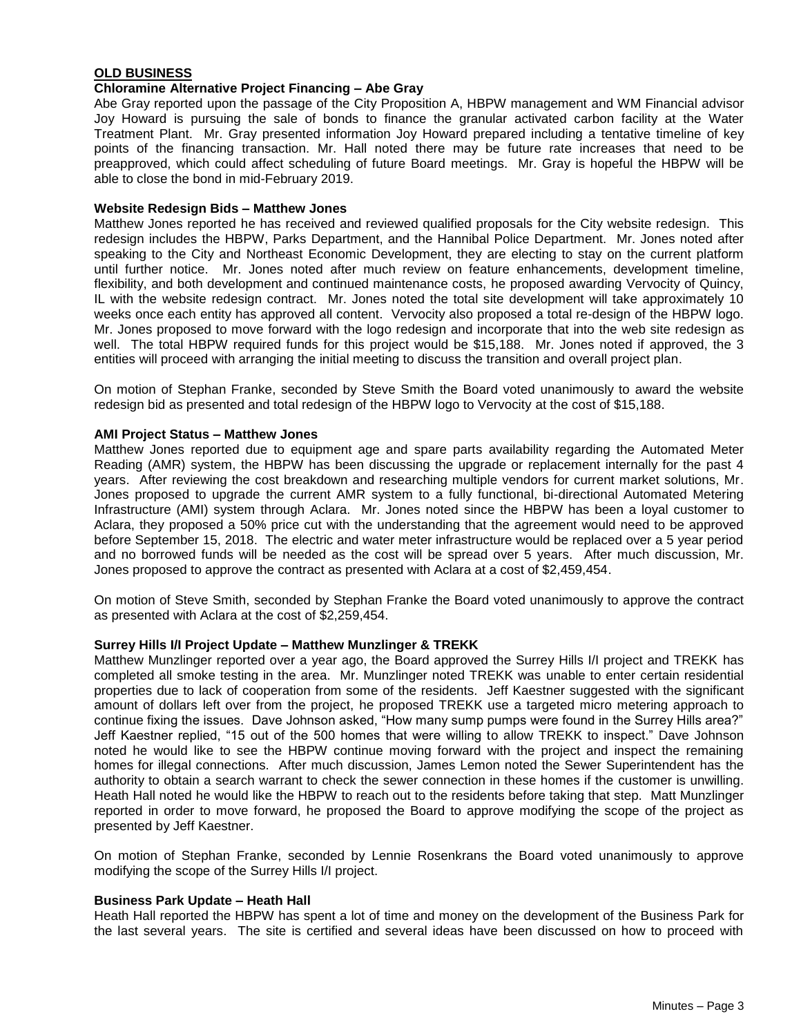**OLD BUSINESS**

**Chloramine Alternative Project Financing – Abe Gray**

Abe Gray reported upon the passage of the City Proposition A, HBPW management and WM Financial advisor Joy Howard is pursuing the sale of bonds to finance the granular activated carbon facility at the Water Treatment Plant. Mr. Gray presented information Joy Howard prepared including a tentative timeline of key points of the financing transaction. Mr. Hall noted there may be future rate increases that need to be preapproved, which could affect scheduling of future Board meetings. Mr. Gray is hopeful the HBPW will be able to close the bond in mid-February 2019.

**Website Redesign Bids – Matthew Jones**

Matthew Jones reported he has received and reviewed qualified proposals for the City website redesign. This redesign includes the HBPW, Parks Department, and the Hannibal Police Department. Mr. Jones noted after speaking to the City and Northeast Economic Development, they are electing to stay on the current platform until further notice. Mr. Jones noted after much review on feature enhancements, development timeline, flexibility, and both development and continued maintenance costs, he proposed awarding Vervocity of Quincy, IL with the website redesign contract. Mr. Jones noted the total site development will take approximately 10 weeks once each entity has approved all content. Vervocity also proposed a total re-design of the HBPW logo. Mr. Jones proposed to move forward with the logo redesign and incorporate that into the web site redesign as well. The total HBPW required funds for this project would be $15,188. Mr. Jones noted if approved, the 3 entities will proceed with arranging the initial meeting to discuss the transition and overall project plan.

On motion of Stephan Franke, seconded by Steve Smith the Board voted unanimously to award the website redesign bid as presented and total redesign of the HBPW logo to Vervocity at the cost of $15,188.

**AMI Project Status – Matthew Jones**

Matthew Jones reported due to equipment age and spare parts availability regarding the Automated Meter Reading (AMR) system, the HBPW has been discussing the upgrade or replacement internally for the past 4 years. After reviewing the cost breakdown and researching multiple vendors for current market solutions, Mr. Jones proposed to upgrade the current AMR system to a fully functional, bi-directional Automated Metering Infrastructure (AMI) system through Aclara. Mr. Jones noted since the HBPW has been a loyal customer to Aclara, they proposed a 50% price cut with the understanding that the agreement would need to be approved before September 15, 2018. The electric and water meter infrastructure would be replaced over a 5 year period and no borrowed funds will be needed as the cost will be spread over 5 years. After much discussion, Mr. Jones proposed to approve the contract as presented with Aclara at a cost of $2,459,454.

On motion of Steve Smith, seconded by Stephan Franke the Board voted unanimously to approve the contract as presented with Aclara at the cost of $2,259,454.

**Surrey Hills I/I Project Update – Matthew Munzlinger & TREKK**

Matthew Munzlinger reported over a year ago, the Board approved the Surrey Hills I/I project and TREKK has completed all smoke testing in the area. Mr. Munzlinger noted TREKK was unable to enter certain residential properties due to lack of cooperation from some of the residents. Jeff Kaestner suggested with the significant amount of dollars left over from the project, he proposed TREKK use a targeted micro metering approach to continue fixing the issues. Dave Johnson asked, "How many sump pumps were found in the Surrey Hills area?" Jeff Kaestner replied, "15 out of the 500 homes that were willing to allow TREKK to inspect." Dave Johnson noted he would like to see the HBPW continue moving forward with the project and inspect the remaining homes for illegal connections. After much discussion, James Lemon noted the Sewer Superintendent has the authority to obtain a search warrant to check the sewer connection in these homes if the customer is unwilling. Heath Hall noted he would like the HBPW to reach out to the residents before taking that step. Matt Munzlinger reported in order to move forward, he proposed the Board to approve modifying the scope of the project as presented by Jeff Kaestner.

On motion of Stephan Franke, seconded by Lennie Rosenkrans the Board voted unanimously to approve modifying the scope of the Surrey Hills I/I project.

**Business Park Update – Heath Hall**

Heath Hall reported the HBPW has spent a lot of time and money on the development of the Business Park for the last several years. The site is certified and several ideas have been discussed on how to proceed with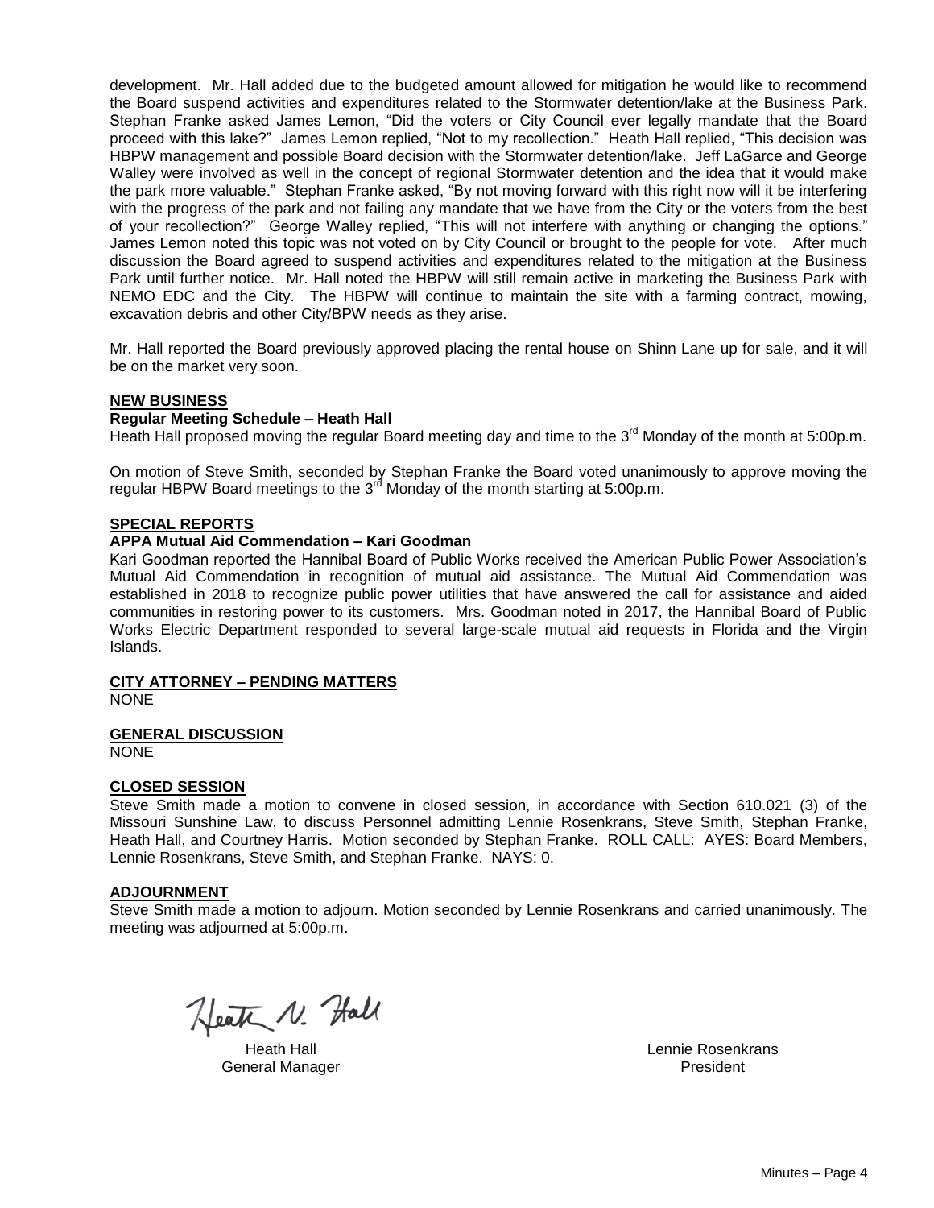development. Mr. Hall added due to the budgeted amount allowed for mitigation he would like to recommend the Board suspend activities and expenditures related to the Stormwater detention/lake at the Business Park. Stephan Franke asked James Lemon, "Did the voters or City Council ever legally mandate that the Board proceed with this lake?" James Lemon replied, "Not to my recollection." Heath Hall replied, "This decision was HBPW management and possible Board decision with the Stormwater detention/lake. Jeff LaGarce and George Walley were involved as well in the concept of regional Stormwater detention and the idea that it would make the park more valuable." Stephan Franke asked, "By not moving forward with this right now will it be interfering with the progress of the park and not failing any mandate that we have from the City or the voters from the best of your recollection?" George Walley replied, "This will not interfere with anything or changing the options." James Lemon noted this topic was not voted on by City Council or brought to the people for vote. After much discussion the Board agreed to suspend activities and expenditures related to the mitigation at the Business Park until further notice. Mr. Hall noted the HBPW will still remain active in marketing the Business Park with NEMO EDC and the City. The HBPW will continue to maintain the site with a farming contract, mowing, excavation debris and other City/BPW needs as they arise.

Mr. Hall reported the Board previously approved placing the rental house on Shinn Lane up for sale, and it will be on the market very soon.

**NEW BUSINESS**

**Regular Meeting Schedule – Heath Hall**

Heath Hall proposed moving the regular Board meeting day and time to the 3rd Monday of the month at 5:00p.m.

On motion of Steve Smith, seconded by Stephan Franke the Board voted unanimously to approve moving the regular HBPW Board meetings to the 3rd Monday of the month starting at 5:00p.m.

**SPECIAL REPORTS**

**APPA Mutual Aid Commendation – Kari Goodman**

Kari Goodman reported the Hannibal Board of Public Works received the American Public Power Association's Mutual Aid Commendation in recognition of mutual aid assistance. The Mutual Aid Commendation was established in 2018 to recognize public power utilities that have answered the call for assistance and aided communities in restoring power to its customers. Mrs. Goodman noted in 2017, the Hannibal Board of Public Works Electric Department responded to several large-scale mutual aid requests in Florida and the Virgin Islands.

**CITY ATTORNEY – PENDING MATTERS**

NONE

**GENERAL DISCUSSION**

NONE

**CLOSED SESSION**

Steve Smith made a motion to convene in closed session, in accordance with Section 610.021 (3) of the Missouri Sunshine Law, to discuss Personnel admitting Lennie Rosenkrans, Steve Smith, Stephan Franke, Heath Hall, and Courtney Harris. Motion seconded by Stephan Franke. ROLL CALL: AYES: Board Members, Lennie Rosenkrans, Steve Smith, and Stephan Franke. NAYS: 0.

**ADJOURNMENT**

Steve Smith made a motion to adjourn. Motion seconded by Lennie Rosenkrans and carried unanimously. The meeting was adjourned at 5:00p.m.

Heath N. Hall

Heath Hall
General Manager

Lennie Rosenkrans
President